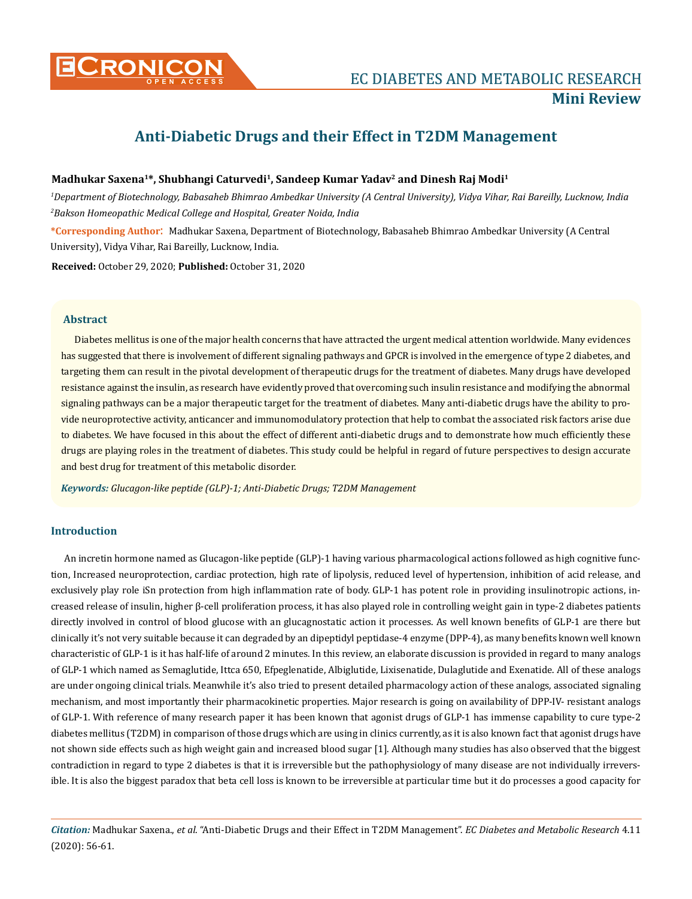# Anti-Diabetic Drugs and their Effect in T2DM Management

**Madhukar Saxena[1]*, Shubhangi Caturvedi[1], Sandeep Kumar Yadav[2] and Dinesh Raj Modi[1]**

*[1]Department of Biotechnology, Babasaheb Bhimrao Ambedkar University (A Central University), Vidya Vihar, Rai Bareilly, Lucknow, India*
*[2]Bakson Homeopathic Medical College and Hospital, Greater Noida, India*

**\*Corresponding Author**: Madhukar Saxena, Department of Biotechnology, Babasaheb Bhimrao Ambedkar University (A Central University), Vidya Vihar, Rai Bareilly, Lucknow, India.

**Received:** October 29, 2020; **Published:** October 31, 2020

## Abstract

Diabetes mellitus is one of the major health concerns that have attracted the urgent medical attention worldwide. Many evidences has suggested that there is involvement of different signaling pathways and GPCR is involved in the emergence of type 2 diabetes, and targeting them can result in the pivotal development of therapeutic drugs for the treatment of diabetes. Many drugs have developed resistance against the insulin, as research have evidently proved that overcoming such insulin resistance and modifying the abnormal signaling pathways can be a major therapeutic target for the treatment of diabetes. Many anti-diabetic drugs have the ability to provide neuroprotective activity, anticancer and immunomodulatory protection that help to combat the associated risk factors arise due to diabetes. We have focused in this about the effect of different anti-diabetic drugs and to demonstrate how much efficiently these drugs are playing roles in the treatment of diabetes. This study could be helpful in regard of future perspectives to design accurate and best drug for treatment of this metabolic disorder.

***Keywords:*** *Glucagon-like peptide (GLP)-1; Anti-Diabetic Drugs; T2DM Management*

## Introduction

An incretin hormone named as Glucagon-like peptide (GLP)-1 having various pharmacological actions followed as high cognitive function, Increased neuroprotection, cardiac protection, high rate of lipolysis, reduced level of hypertension, inhibition of acid release, and exclusively play role iSn protection from high inflammation rate of body. GLP-1 has potent role in providing insulinotropic actions, increased release of insulin, higher β-cell proliferation process, it has also played role in controlling weight gain in type-2 diabetes patients directly involved in control of blood glucose with an glucagnostatic action it processes. As well known benefits of GLP-1 are there but clinically it's not very suitable because it can degraded by an dipeptidyl peptidase-4 enzyme (DPP-4), as many benefits known well known characteristic of GLP-1 is it has half-life of around 2 minutes. In this review, an elaborate discussion is provided in regard to many analogs of GLP-1 which named as Semaglutide, Ittca 650, Efpeglenatide, Albiglutide, Lixisenatide, Dulaglutide and Exenatide. All of these analogs are under ongoing clinical trials. Meanwhile it's also tried to present detailed pharmacology action of these analogs, associated signaling mechanism, and most importantly their pharmacokinetic properties. Major research is going on availability of DPP-IV- resistant analogs of GLP-1. With reference of many research paper it has been known that agonist drugs of GLP-1 has immense capability to cure type-2 diabetes mellitus (T2DM) in comparison of those drugs which are using in clinics currently, as it is also known fact that agonist drugs have not shown side effects such as high weight gain and increased blood sugar [1]. Although many studies has also observed that the biggest contradiction in regard to type 2 diabetes is that it is irreversible but the pathophysiology of many disease are not individually irreversible. It is also the biggest paradox that beta cell loss is known to be irreversible at particular time but it do processes a good capacity for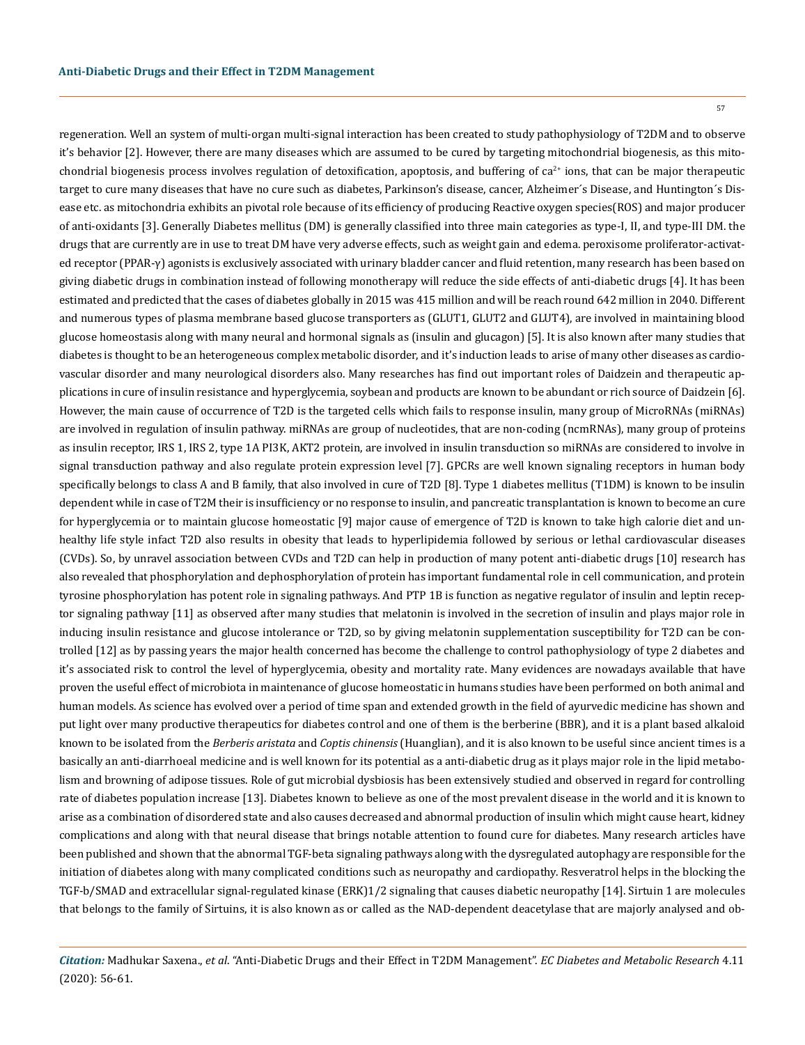regeneration. Well an system of multi-organ multi-signal interaction has been created to study pathophysiology of T2DM and to observe it's behavior [2]. However, there are many diseases which are assumed to be cured by targeting mitochondrial biogenesis, as this mitochondrial biogenesis process involves regulation of detoxification, apoptosis, and buffering of $ca^{2+}$ ions, that can be major therapeutic target to cure many diseases that have no cure such as diabetes, Parkinson's disease, cancer, Alzheimer´s Disease, and Huntington´s Disease etc. as mitochondria exhibits an pivotal role because of its efficiency of producing Reactive oxygen species(ROS) and major producer of anti-oxidants [3]. Generally Diabetes mellitus (DM) is generally classified into three main categories as type-I, II, and type-III DM. the drugs that are currently are in use to treat DM have very adverse effects, such as weight gain and edema. peroxisome proliferator-activated receptor (PPAR-γ) agonists is exclusively associated with urinary bladder cancer and fluid retention, many research has been based on giving diabetic drugs in combination instead of following monotherapy will reduce the side effects of anti-diabetic drugs [4]. It has been estimated and predicted that the cases of diabetes globally in 2015 was 415 million and will be reach round 642 million in 2040. Different and numerous types of plasma membrane based glucose transporters as (GLUT1, GLUT2 and GLUT4), are involved in maintaining blood glucose homeostasis along with many neural and hormonal signals as (insulin and glucagon) [5]. It is also known after many studies that diabetes is thought to be an heterogeneous complex metabolic disorder, and it's induction leads to arise of many other diseases as cardiovascular disorder and many neurological disorders also. Many researches has find out important roles of Daidzein and therapeutic applications in cure of insulin resistance and hyperglycemia, soybean and products are known to be abundant or rich source of Daidzein [6]. However, the main cause of occurrence of T2D is the targeted cells which fails to response insulin, many group of MicroRNAs (miRNAs) are involved in regulation of insulin pathway. miRNAs are group of nucleotides, that are non-coding (ncmRNAs), many group of proteins as insulin receptor, IRS 1, IRS 2, type 1A PI3K, AKT2 protein, are involved in insulin transduction so miRNAs are considered to involve in signal transduction pathway and also regulate protein expression level [7]. GPCRs are well known signaling receptors in human body specifically belongs to class A and B family, that also involved in cure of T2D [8]. Type 1 diabetes mellitus (T1DM) is known to be insulin dependent while in case of T2M their is insufficiency or no response to insulin, and pancreatic transplantation is known to become an cure for hyperglycemia or to maintain glucose homeostatic [9] major cause of emergence of T2D is known to take high calorie diet and unhealthy life style infact T2D also results in obesity that leads to hyperlipidemia followed by serious or lethal cardiovascular diseases (CVDs). So, by unravel association between CVDs and T2D can help in production of many potent anti-diabetic drugs [10] research has also revealed that phosphorylation and dephosphorylation of protein has important fundamental role in cell communication, and protein tyrosine phosphorylation has potent role in signaling pathways. And PTP 1B is function as negative regulator of insulin and leptin receptor signaling pathway [11] as observed after many studies that melatonin is involved in the secretion of insulin and plays major role in inducing insulin resistance and glucose intolerance or T2D, so by giving melatonin supplementation susceptibility for T2D can be controlled [12] as by passing years the major health concerned has become the challenge to control pathophysiology of type 2 diabetes and it's associated risk to control the level of hyperglycemia, obesity and mortality rate. Many evidences are nowadays available that have proven the useful effect of microbiota in maintenance of glucose homeostatic in humans studies have been performed on both animal and human models. As science has evolved over a period of time span and extended growth in the field of ayurvedic medicine has shown and put light over many productive therapeutics for diabetes control and one of them is the berberine (BBR), and it is a plant based alkaloid known to be isolated from the *Berberis aristata* and *Coptis chinensis* (Huanglian), and it is also known to be useful since ancient times is a basically an anti-diarrhoeal medicine and is well known for its potential as a anti-diabetic drug as it plays major role in the lipid metabolism and browning of adipose tissues. Role of gut microbial dysbiosis has been extensively studied and observed in regard for controlling rate of diabetes population increase [13]. Diabetes known to believe as one of the most prevalent disease in the world and it is known to arise as a combination of disordered state and also causes decreased and abnormal production of insulin which might cause heart, kidney complications and along with that neural disease that brings notable attention to found cure for diabetes. Many research articles have been published and shown that the abnormal TGF-beta signaling pathways along with the dysregulated autophagy are responsible for the initiation of diabetes along with many complicated conditions such as neuropathy and cardiopathy. Resveratrol helps in the blocking the TGF-b/SMAD and extracellular signal-regulated kinase (ERK)1/2 signaling that causes diabetic neuropathy [14]. Sirtuin 1 are molecules that belongs to the family of Sirtuins, it is also known as or called as the NAD-dependent deacetylase that are majorly analysed and ob-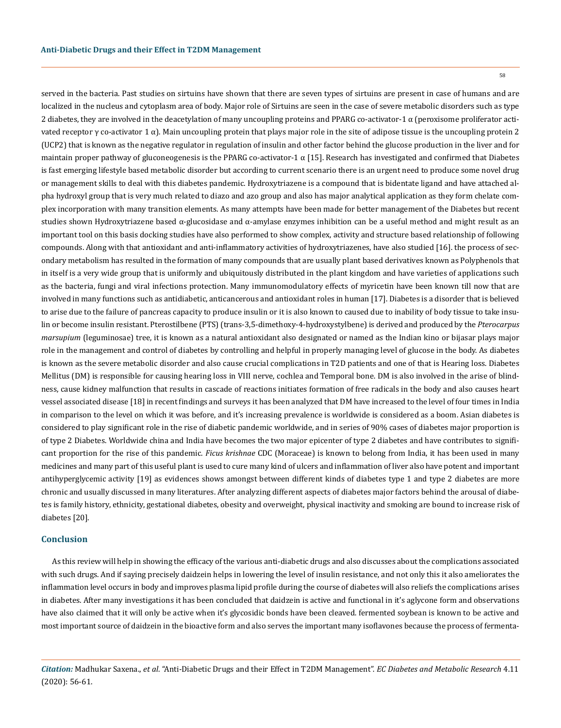served in the bacteria. Past studies on sirtuins have shown that there are seven types of sirtuins are present in case of humans and are localized in the nucleus and cytoplasm area of body. Major role of Sirtuins are seen in the case of severe metabolic disorders such as type 2 diabetes, they are involved in the deacetylation of many uncoupling proteins and PPARG co-activator-1 α (peroxisome proliferator activated receptor γ co-activator 1 α). Main uncoupling protein that plays major role in the site of adipose tissue is the uncoupling protein 2 (UCP2) that is known as the negative regulator in regulation of insulin and other factor behind the glucose production in the liver and for maintain proper pathway of gluconeogenesis is the PPARG co-activator-1 α [15]. Research has investigated and confirmed that Diabetes is fast emerging lifestyle based metabolic disorder but according to current scenario there is an urgent need to produce some novel drug or management skills to deal with this diabetes pandemic. Hydroxytriazene is a compound that is bidentate ligand and have attached alpha hydroxyl group that is very much related to diazo and azo group and also has major analytical application as they form chelate complex incorporation with many transition elements. As many attempts have been made for better management of the Diabetes but recent studies shown Hydroxytriazene based α-glucosidase and α-amylase enzymes inhibition can be a useful method and might result as an important tool on this basis docking studies have also performed to show complex, activity and structure based relationship of following compounds. Along with that antioxidant and anti-inflammatory activities of hydroxytriazenes, have also studied [16]. the process of secondary metabolism has resulted in the formation of many compounds that are usually plant based derivatives known as Polyphenols that in itself is a very wide group that is uniformly and ubiquitously distributed in the plant kingdom and have varieties of applications such as the bacteria, fungi and viral infections protection. Many immunomodulatory effects of myricetin have been known till now that are involved in many functions such as antidiabetic, anticancerous and antioxidant roles in human [17]. Diabetes is a disorder that is believed to arise due to the failure of pancreas capacity to produce insulin or it is also known to caused due to inability of body tissue to take insulin or become insulin resistant. Pterostilbene (PTS) (trans-3,5-dimethoxy-4-hydroxystylbene) is derived and produced by the *Pterocarpus marsupium* (leguminosae) tree, it is known as a natural antioxidant also designated or named as the Indian kino or bijasar plays major role in the management and control of diabetes by controlling and helpful in properly managing level of glucose in the body. As diabetes is known as the severe metabolic disorder and also cause crucial complications in T2D patients and one of that is Hearing loss. Diabetes Mellitus (DM) is responsible for causing hearing loss in VIII nerve, cochlea and Temporal bone. DM is also involved in the arise of blindness, cause kidney malfunction that results in cascade of reactions initiates formation of free radicals in the body and also causes heart vessel associated disease [18] in recent findings and surveys it has been analyzed that DM have increased to the level of four times in India in comparison to the level on which it was before, and it's increasing prevalence is worldwide is considered as a boom. Asian diabetes is considered to play significant role in the rise of diabetic pandemic worldwide, and in series of 90% cases of diabetes major proportion is of type 2 Diabetes. Worldwide china and India have becomes the two major epicenter of type 2 diabetes and have contributes to significant proportion for the rise of this pandemic. *Ficus krishnae* CDC (Moraceae) is known to belong from India, it has been used in many medicines and many part of this useful plant is used to cure many kind of ulcers and inflammation of liver also have potent and important antihyperglycemic activity [19] as evidences shows amongst between different kinds of diabetes type 1 and type 2 diabetes are more chronic and usually discussed in many literatures. After analyzing different aspects of diabetes major factors behind the arousal of diabetes is family history, ethnicity, gestational diabetes, obesity and overweight, physical inactivity and smoking are bound to increase risk of diabetes [20].

## Conclusion

As this review will help in showing the efficacy of the various anti-diabetic drugs and also discusses about the complications associated with such drugs. And if saying precisely daidzein helps in lowering the level of insulin resistance, and not only this it also ameliorates the inflammation level occurs in body and improves plasma lipid profile during the course of diabetes will also reliefs the complications arises in diabetes. After many investigations it has been concluded that daidzein is active and functional in it's aglycone form and observations have also claimed that it will only be active when it's glycosidic bonds have been cleaved. fermented soybean is known to be active and most important source of daidzein in the bioactive form and also serves the important many isoflavones because the process of fermenta-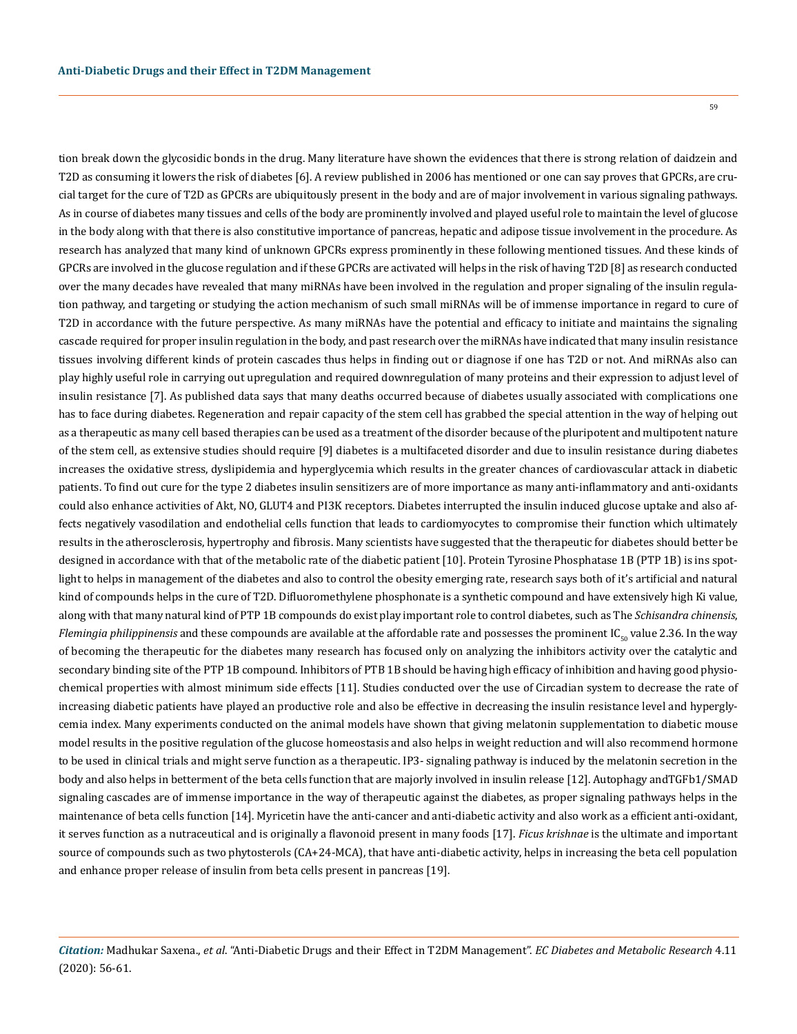tion break down the glycosidic bonds in the drug. Many literature have shown the evidences that there is strong relation of daidzein and T2D as consuming it lowers the risk of diabetes [6]. A review published in 2006 has mentioned or one can say proves that GPCRs, are crucial target for the cure of T2D as GPCRs are ubiquitously present in the body and are of major involvement in various signaling pathways. As in course of diabetes many tissues and cells of the body are prominently involved and played useful role to maintain the level of glucose in the body along with that there is also constitutive importance of pancreas, hepatic and adipose tissue involvement in the procedure. As research has analyzed that many kind of unknown GPCRs express prominently in these following mentioned tissues. And these kinds of GPCRs are involved in the glucose regulation and if these GPCRs are activated will helps in the risk of having T2D [8] as research conducted over the many decades have revealed that many miRNAs have been involved in the regulation and proper signaling of the insulin regulation pathway, and targeting or studying the action mechanism of such small miRNAs will be of immense importance in regard to cure of T2D in accordance with the future perspective. As many miRNAs have the potential and efficacy to initiate and maintains the signaling cascade required for proper insulin regulation in the body, and past research over the miRNAs have indicated that many insulin resistance tissues involving different kinds of protein cascades thus helps in finding out or diagnose if one has T2D or not. And miRNAs also can play highly useful role in carrying out upregulation and required downregulation of many proteins and their expression to adjust level of insulin resistance [7]. As published data says that many deaths occurred because of diabetes usually associated with complications one has to face during diabetes. Regeneration and repair capacity of the stem cell has grabbed the special attention in the way of helping out as a therapeutic as many cell based therapies can be used as a treatment of the disorder because of the pluripotent and multipotent nature of the stem cell, as extensive studies should require [9] diabetes is a multifaceted disorder and due to insulin resistance during diabetes increases the oxidative stress, dyslipidemia and hyperglycemia which results in the greater chances of cardiovascular attack in diabetic patients. To find out cure for the type 2 diabetes insulin sensitizers are of more importance as many anti-inflammatory and anti-oxidants could also enhance activities of Akt, NO, GLUT4 and PI3K receptors. Diabetes interrupted the insulin induced glucose uptake and also affects negatively vasodilation and endothelial cells function that leads to cardiomyocytes to compromise their function which ultimately results in the atherosclerosis, hypertrophy and fibrosis. Many scientists have suggested that the therapeutic for diabetes should better be designed in accordance with that of the metabolic rate of the diabetic patient [10]. Protein Tyrosine Phosphatase 1B (PTP 1B) is ins spotlight to helps in management of the diabetes and also to control the obesity emerging rate, research says both of it's artificial and natural kind of compounds helps in the cure of T2D. Difluoromethylene phosphonate is a synthetic compound and have extensively high Ki value, along with that many natural kind of PTP 1B compounds do exist play important role to control diabetes, such as The *Schisandra chinensis*, *Flemingia philippinensis* and these compounds are available at the affordable rate and possesses the prominent $IC_{50}$ value 2.36. In the way of becoming the therapeutic for the diabetes many research has focused only on analyzing the inhibitors activity over the catalytic and secondary binding site of the PTP 1B compound. Inhibitors of PTB 1B should be having high efficacy of inhibition and having good physiochemical properties with almost minimum side effects [11]. Studies conducted over the use of Circadian system to decrease the rate of increasing diabetic patients have played an productive role and also be effective in decreasing the insulin resistance level and hyperglycemia index. Many experiments conducted on the animal models have shown that giving melatonin supplementation to diabetic mouse model results in the positive regulation of the glucose homeostasis and also helps in weight reduction and will also recommend hormone to be used in clinical trials and might serve function as a therapeutic. IP3- signaling pathway is induced by the melatonin secretion in the body and also helps in betterment of the beta cells function that are majorly involved in insulin release [12]. Autophagy andTGFb1/SMAD signaling cascades are of immense importance in the way of therapeutic against the diabetes, as proper signaling pathways helps in the maintenance of beta cells function [14]. Myricetin have the anti-cancer and anti-diabetic activity and also work as a efficient anti-oxidant, it serves function as a nutraceutical and is originally a flavonoid present in many foods [17]. *Ficus krishnae* is the ultimate and important source of compounds such as two phytosterols (CA+24-MCA), that have anti-diabetic activity, helps in increasing the beta cell population and enhance proper release of insulin from beta cells present in pancreas [19].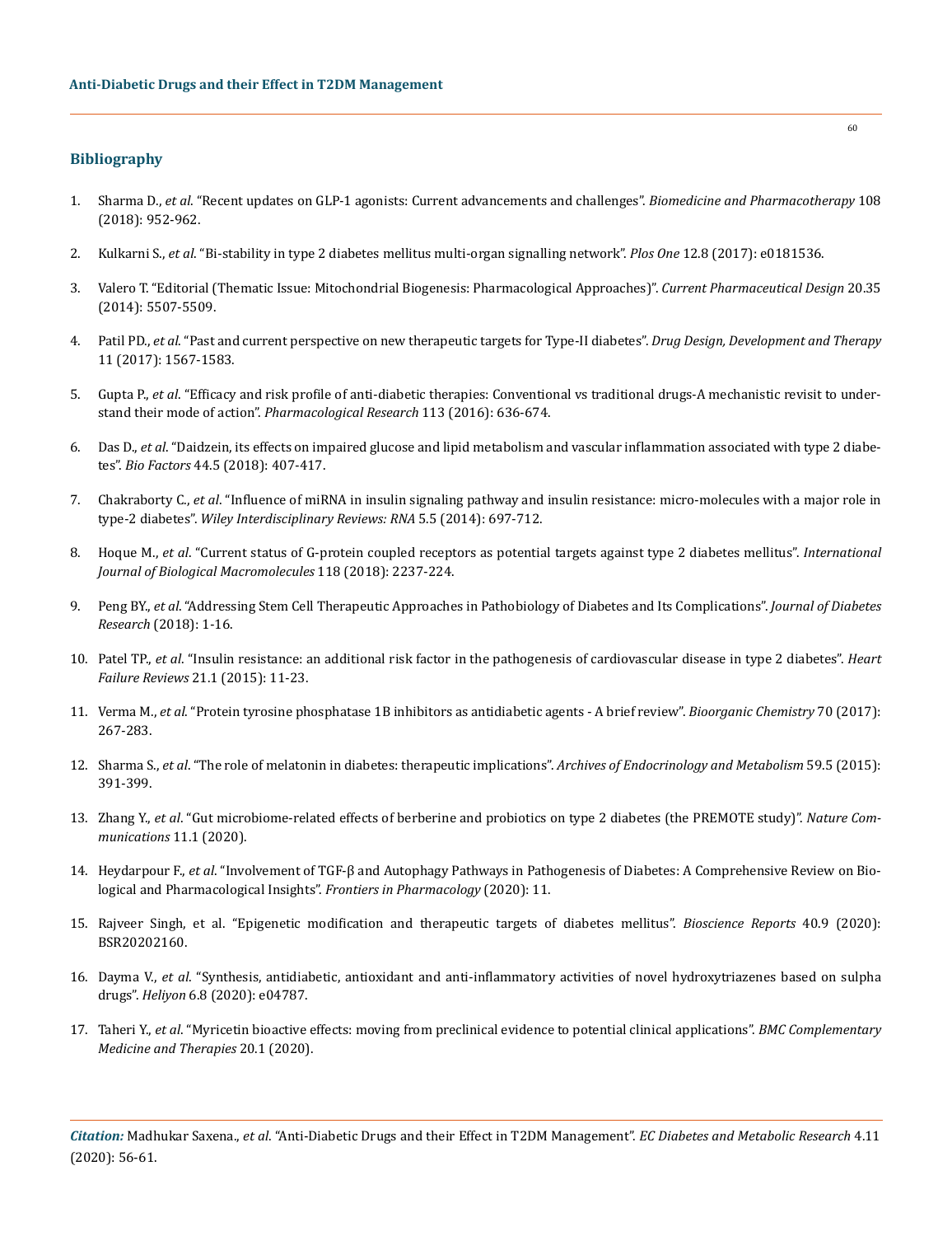## Bibliography

1. Sharma D., *et al*. "Recent updates on GLP-1 agonists: Current advancements and challenges". *Biomedicine and Pharmacotherapy* 108 (2018): 952-962.
2. Kulkarni S., *et al*. "Bi-stability in type 2 diabetes mellitus multi-organ signalling network". *Plos One* 12.8 (2017): e0181536.
3. Valero T. "Editorial (Thematic Issue: Mitochondrial Biogenesis: Pharmacological Approaches)". *Current Pharmaceutical Design* 20.35 (2014): 5507-5509.
4. Patil PD., *et al*. "Past and current perspective on new therapeutic targets for Type-II diabetes". *Drug Design, Development and Therapy* 11 (2017): 1567-1583.
5. Gupta P., *et al*. "Efficacy and risk profile of anti-diabetic therapies: Conventional vs traditional drugs-A mechanistic revisit to understand their mode of action". *Pharmacological Research* 113 (2016): 636-674.
6. Das D., *et al*. "Daidzein, its effects on impaired glucose and lipid metabolism and vascular inflammation associated with type 2 diabetes". *Bio Factors* 44.5 (2018): 407-417.
7. Chakraborty C., *et al*. "Influence of miRNA in insulin signaling pathway and insulin resistance: micro-molecules with a major role in type-2 diabetes". *Wiley Interdisciplinary Reviews: RNA* 5.5 (2014): 697-712.
8. Hoque M., *et al*. "Current status of G-protein coupled receptors as potential targets against type 2 diabetes mellitus". *International Journal of Biological Macromolecules* 118 (2018): 2237-224.
9. Peng BY., *et al*. "Addressing Stem Cell Therapeutic Approaches in Pathobiology of Diabetes and Its Complications". *Journal of Diabetes Research* (2018): 1-16.
10. Patel TP., *et al*. "Insulin resistance: an additional risk factor in the pathogenesis of cardiovascular disease in type 2 diabetes". *Heart Failure Reviews* 21.1 (2015): 11-23.
11. Verma M., *et al*. "Protein tyrosine phosphatase 1B inhibitors as antidiabetic agents - A brief review". *Bioorganic Chemistry* 70 (2017): 267-283.
12. Sharma S., *et al*. "The role of melatonin in diabetes: therapeutic implications". *Archives of Endocrinology and Metabolism* 59.5 (2015): 391-399.
13. Zhang Y., *et al*. "Gut microbiome-related effects of berberine and probiotics on type 2 diabetes (the PREMOTE study)". *Nature Communications* 11.1 (2020).
14. Heydarpour F., *et al*. "Involvement of TGF-β and Autophagy Pathways in Pathogenesis of Diabetes: A Comprehensive Review on Biological and Pharmacological Insights". *Frontiers in Pharmacology* (2020): 11.
15. Rajveer Singh, et al. "Epigenetic modification and therapeutic targets of diabetes mellitus". *Bioscience Reports* 40.9 (2020): BSR20202160.
16. Dayma V., *et al*. "Synthesis, antidiabetic, antioxidant and anti-inflammatory activities of novel hydroxytriazenes based on sulpha drugs". *Heliyon* 6.8 (2020): e04787.
17. Taheri Y., *et al*. "Myricetin bioactive effects: moving from preclinical evidence to potential clinical applications". *BMC Complementary Medicine and Therapies* 20.1 (2020).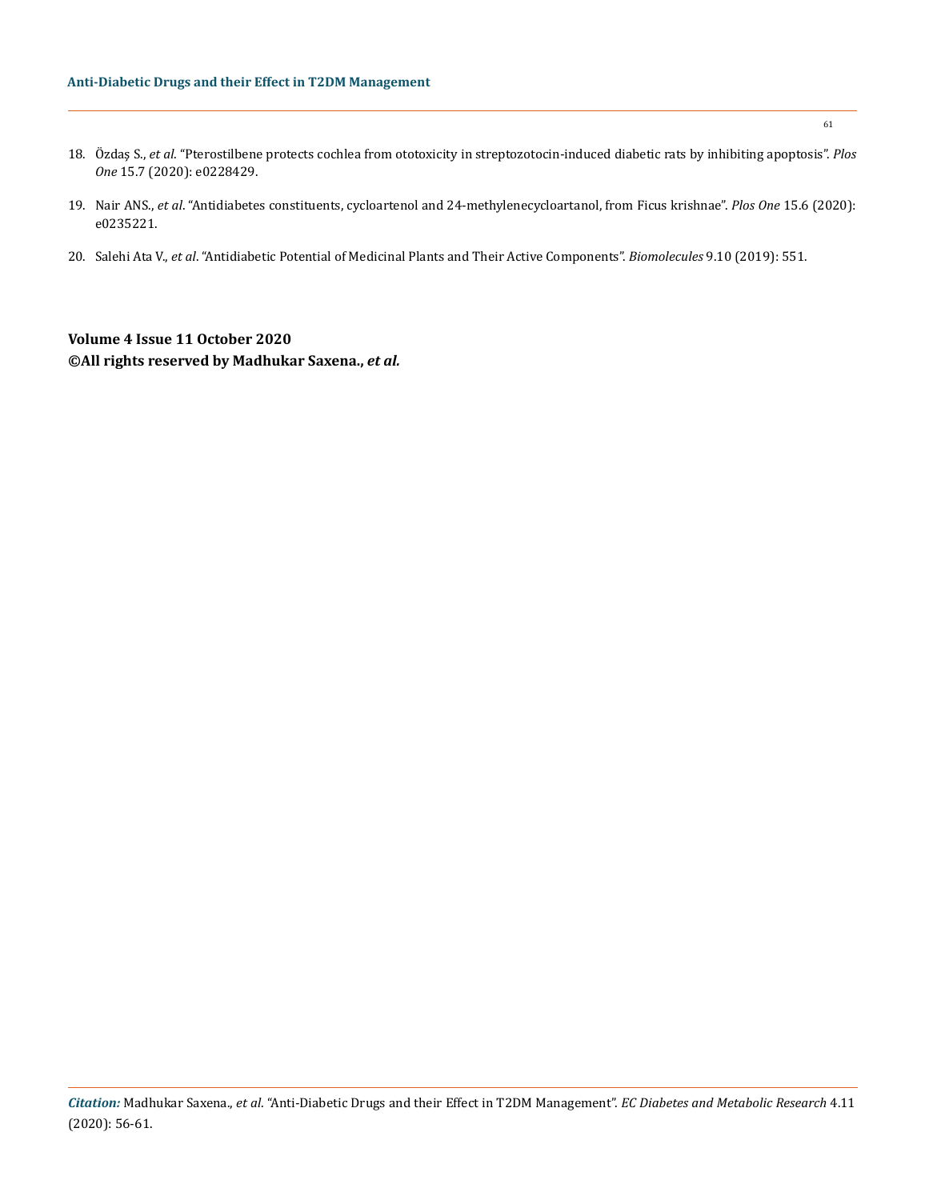18. Özdaş S., *et al*. "Pterostilbene protects cochlea from ototoxicity in streptozotocin-induced diabetic rats by inhibiting apoptosis". *Plos One* 15.7 (2020): e0228429.

19. Nair ANS., *et al*. "Antidiabetes constituents, cycloartenol and 24-methylenecycloartanol, from Ficus krishnae". *Plos One* 15.6 (2020): e0235221.

20. Salehi Ata V., *et al*. "Antidiabetic Potential of Medicinal Plants and Their Active Components". *Biomolecules* 9.10 (2019): 551.

**Volume 4 Issue 11 October 2020**
**©All rights reserved by Madhukar Saxena., *et al.***